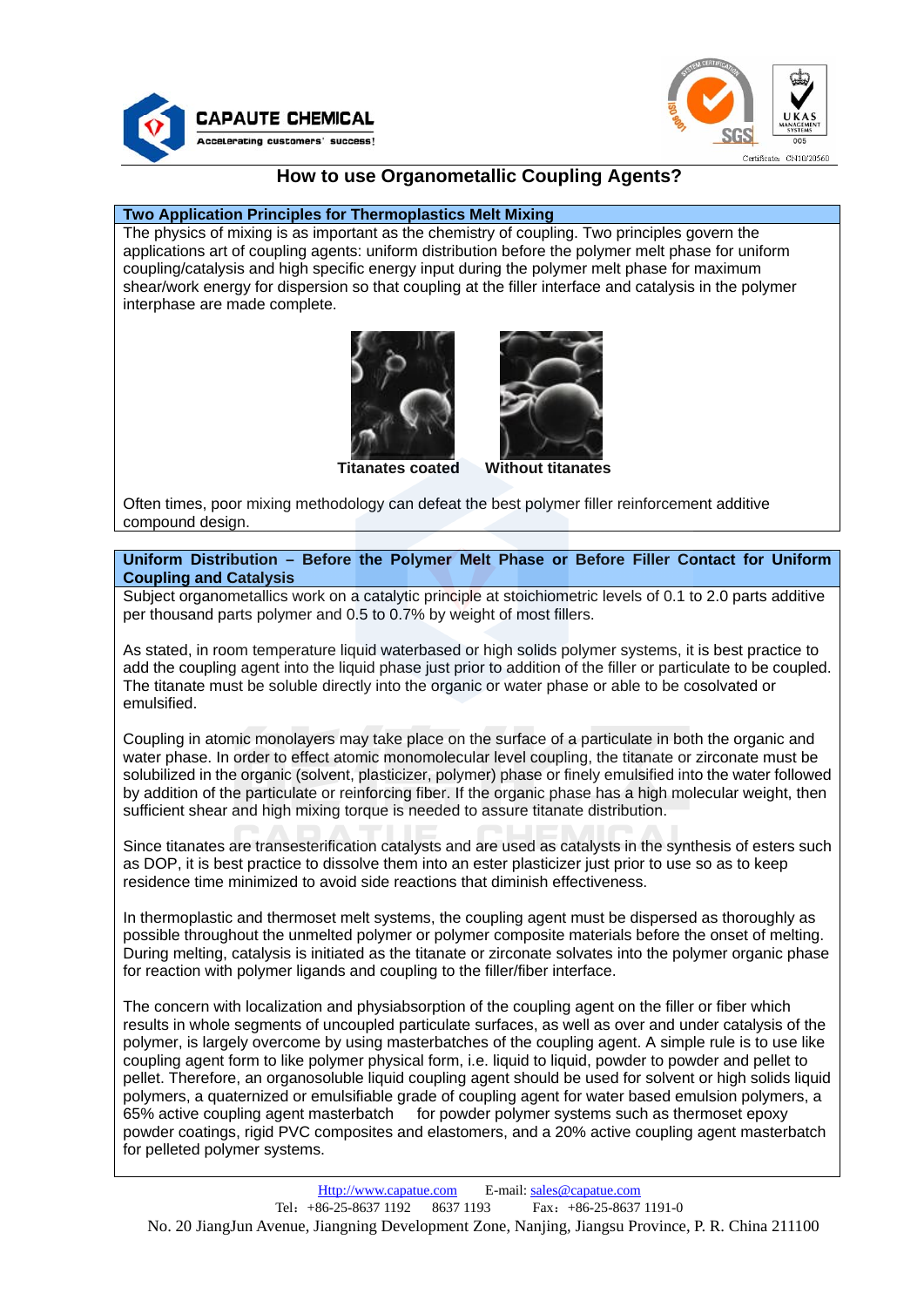# How to use Organometallic Coupling Agents?

## Two Application Principles for Thermoplastics Melt Mixing

The physics of mixing is as important as the chemistry of coupling. Two principles govern the applications art of coupling agents: uniform distribution before the polymer melt phase for uniform coupling/catalysis and high specific energy input during the polymer melt phase for maximum shear/work energy for dispersion so that coupling at the filler interface and catalysis in the polymer interphase are made complete.

Titanates coated Without titanates

Often times, poor mixing methodology can defeat the best polymer filler reinforcement additive compound design.

## Uniform Distribution – Before the Polymer Melt Phase or Before Filler Contact for Uniform Coupling and Catalysis

Subject organometallics work on a catalytic principle at stoichiometric levels of 0.1 to 2.0 parts additive per thousand parts polymer and 0.5 to 0.7% by weight of most fillers.

As stated, in room temperature liquid waterbased or high solids polymer systems, it is best practice to add the coupling agent into the liquid phase just prior to addition of the filler or particulate to be coupled. The titanate must be soluble directly into the organic or water phase or able to be cosolvated or emulsified.

Coupling in atomic monolayers may take place on the surface of a particulate in both the organic and water phase. In order to effect atomic monomolecular level coupling, the titanate or zirconate must be solubilized in the organic (solvent, plasticizer, polymer) phase or finely emulsified into the water followed by addition of the particulate or reinforcing fiber. If the organic phase has a high molecular weight, then sufficient shear and high mixing torque is needed to assure titanate distribution.

Since titanates are transesterification catalysts and are used as catalysts in the synthesis of esters such as DOP, it is best practice to dissolve them into an ester plasticizer just prior to use so as to keep residence time minimized to avoid side reactions that diminish effectiveness.

In thermoplastic and thermoset melt systems, the coupling agent must be dispersed as thoroughly as possible throughout the unmelted polymer or polymer composite materials before the onset of melting. During melting, catalysis is initiated as the titanate or zirconate solvates into the polymer organic phase for reaction with polymer ligands and coupling to the filler/fiber interface.

The concern with localization and physiabsorption of the coupling agent on the filler or fiber which results in whole segments of uncoupled particulate surfaces, as well as over and under catalysis of the polymer, is largely overcome by using masterbatches of the coupling agent. A simple rule is to use like coupling agent form to like polymer physical form, i.e. liquid to liquid, powder to powder and pellet to pellet. Therefore, an organosoluble liquid coupling agent should be used for solvent or high solids liquid polymers, a quaternized or emulsifiable grade of coupling agent for water based emulsion polymers, a 65% active coupling agent masterbatch for powder polymer systems such as thermoset epoxy powder coatings, rigid PVC composites and elastomers, and a 20% active coupling agent masterbatch for pelleted polymer systems.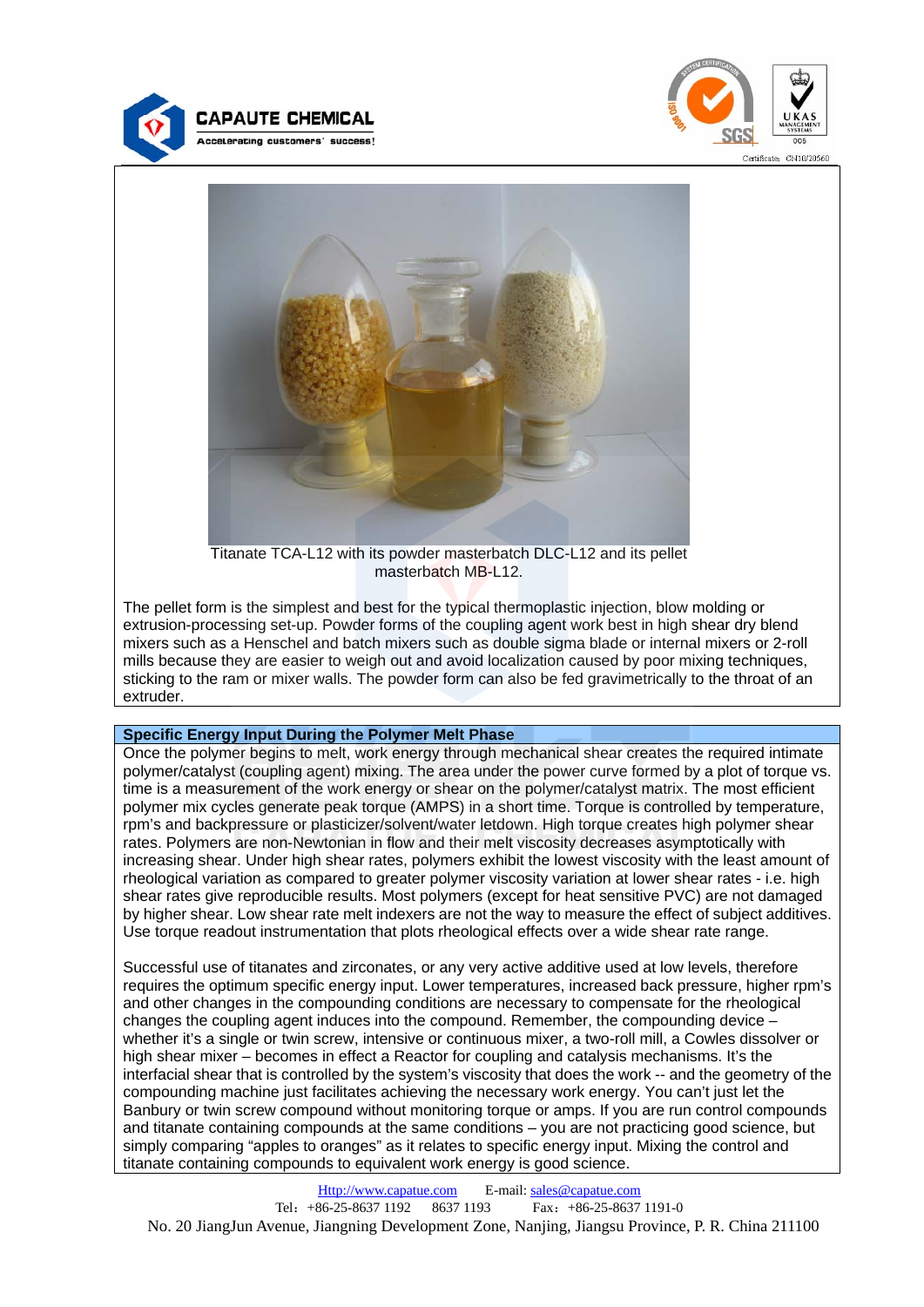Titanate TCA-L12 with its powder masterbatch DLC-L12 and its pellet masterbatch MB-L12.

The pellet form is the simplest and best for the typical thermoplastic injection, blow molding or extrusion-processing set-up. Powder forms of the coupling agent work best in high shear dry blend mixers such as a Henschel and batch mixers such as double sigma blade or internal mixers or 2-roll mills because they are easier to weigh out and avoid localization caused by poor mixing techniques, sticking to the ram or mixer walls. The powder form can also be fed gravimetrically to the throat of an extruder.

## Specific Energy Input During the Polymer Melt Phase

Once the polymer begins to melt, work energy through mechanical shear creates the required intimate polymer/catalyst (coupling agent) mixing. The area under the power curve formed by a plot of torque vs. time is a measurement of the work energy or shear on the polymer/catalyst matrix. The most efficient polymer mix cycles generate peak torque (AMPS) in a short time. Torque is controlled by temperature, rpm's and backpressure or plasticizer/solvent/water letdown. High torque creates high polymer shear rates. Polymers are non-Newtonian in flow and their melt viscosity decreases asymptotically with increasing shear. Under high shear rates, polymers exhibit the lowest viscosity with the least amount of rheological variation as compared to greater polymer viscosity variation at lower shear rates - i.e. high shear rates give reproducible results. Most polymers (except for heat sensitive PVC) are not damaged by higher shear. Low shear rate melt indexers are not the way to measure the effect of subject additives. Use torque readout instrumentation that plots rheological effects over a wide shear rate range.

Successful use of titanates and zirconates, or any very active additive used at low levels, therefore requires the optimum specific energy input. Lower temperatures, increased back pressure, higher rpm's and other changes in the compounding conditions are necessary to compensate for the rheological changes the coupling agent induces into the compound. Remember, the compounding device – whether it's a single or twin screw, intensive or continuous mixer, a two-roll mill, a Cowles dissolver or high shear mixer – becomes in effect a Reactor for coupling and catalysis mechanisms. It's the interfacial shear that is controlled by the system's viscosity that does the work -- and the geometry of the compounding machine just facilitates achieving the necessary work energy. You can't just let the Banbury or twin screw compound without monitoring torque or amps. If you are run control compounds and titanate containing compounds at the same conditions – you are not practicing good science, but simply comparing "apples to oranges" as it relates to specific energy input. Mixing the control and titanate containing compounds to equivalent work energy is good science.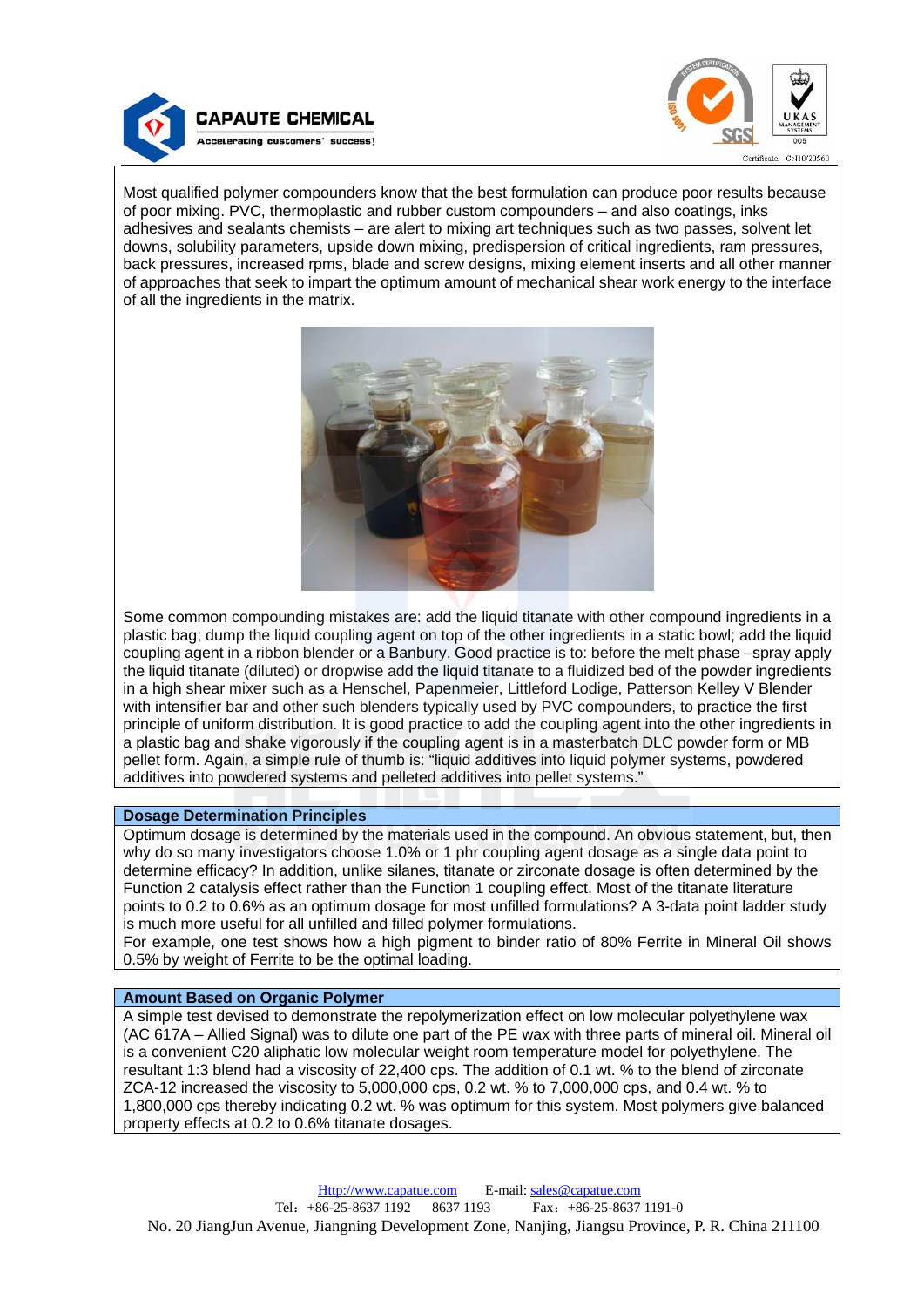Most qualified polymer compounders know that the best formulation can produce poor results because of poor mixing. PVC, thermoplastic and rubber custom compounders – and also coatings, inks adhesives and sealants chemists – are alert to mixing art techniques such as two passes, solvent let downs, solubility parameters, upside down mixing, predispersion of critical ingredients, ram pressures, back pressures, increased rpms, blade and screw designs, mixing element inserts and all other manner of approaches that seek to impart the optimum amount of mechanical shear work energy to the interface of all the ingredients in the matrix.

Some common compounding mistakes are: add the liquid titanate with other compound ingredients in a plastic bag; dump the liquid coupling agent on top of the other ingredients in a static bowl; add the liquid coupling agent in a ribbon blender or a Banbury. Good practice is to: before the melt phase –spray apply the liquid titanate (diluted) or dropwise add the liquid titanate to a fluidized bed of the powder ingredients in a high shear mixer such as a Henschel, Papenmeier, Littleford Lodige, Patterson Kelley V Blender with intensifier bar and other such blenders typically used by PVC compounders, to practice the first principle of uniform distribution. It is good practice to add the coupling agent into the other ingredients in a plastic bag and shake vigorously if the coupling agent is in a masterbatch DLC powder form or MB pellet form. Again, a simple rule of thumb is: "liquid additives into liquid polymer systems, powdered additives into powdered systems and pelleted additives into pellet systems."

## Dosage Determination Principles

Optimum dosage is determined by the materials used in the compound. An obvious statement, but, then why do so many investigators choose 1.0% or 1 phr coupling agent dosage as a single data point to determine efficacy? In addition, unlike silanes, titanate or zirconate dosage is often determined by the Function 2 catalysis effect rather than the Function 1 coupling effect. Most of the titanate literature points to 0.2 to 0.6% as an optimum dosage for most unfilled formulations? A 3-data point ladder study is much more useful for all unfilled and filled polymer formulations.

For example, one test shows how a high pigment to binder ratio of 80% Ferrite in Mineral Oil shows 0.5% by weight of Ferrite to be the optimal loading.

## Amount Based on Organic Polymer

A simple test devised to demonstrate the repolymerization effect on low molecular polyethylene wax (AC 617A – Allied Signal) was to dilute one part of the PE wax with three parts of mineral oil. Mineral oil is a convenient C20 aliphatic low molecular weight room temperature model for polyethylene. The resultant 1:3 blend had a viscosity of 22,400 cps. The addition of 0.1 wt. % to the blend of zirconate ZCA-12 increased the viscosity to 5,000,000 cps, 0.2 wt. % to 7,000,000 cps, and 0.4 wt. % to 1,800,000 cps thereby indicating 0.2 wt. % was optimum for this system. Most polymers give balanced property effects at 0.2 to 0.6% titanate dosages.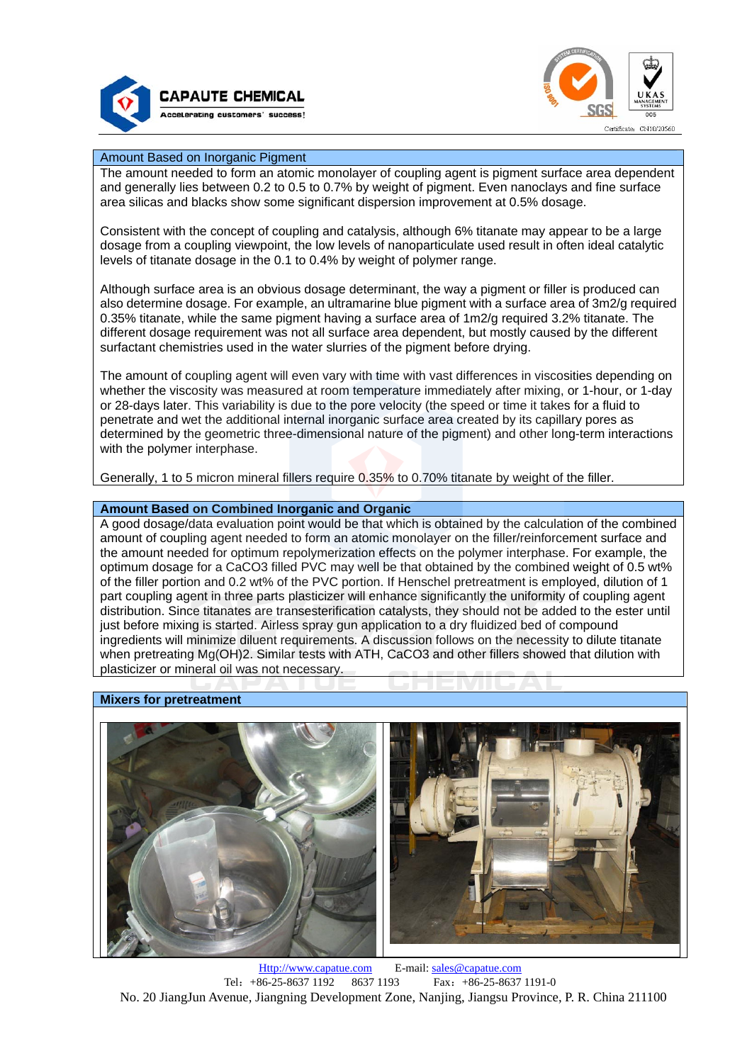## Amount Based on Inorganic Pigment

The amount needed to form an atomic monolayer of coupling agent is pigment surface area dependent and generally lies between 0.2 to 0.5 to 0.7% by weight of pigment. Even nanoclays and fine surface area silicas and blacks show some significant dispersion improvement at 0.5% dosage.

Consistent with the concept of coupling and catalysis, although 6% titanate may appear to be a large dosage from a coupling viewpoint, the low levels of nanoparticulate used result in often ideal catalytic levels of titanate dosage in the 0.1 to 0.4% by weight of polymer range.

Although surface area is an obvious dosage determinant, the way a pigment or filler is produced can also determine dosage. For example, an ultramarine blue pigment with a surface area of 3m2/g required 0.35% titanate, while the same pigment having a surface area of 1m2/g required 3.2% titanate. The different dosage requirement was not all surface area dependent, but mostly caused by the different surfactant chemistries used in the water slurries of the pigment before drying.

The amount of coupling agent will even vary with time with vast differences in viscosities depending on whether the viscosity was measured at room temperature immediately after mixing, or 1-hour, or 1-day or 28-days later. This variability is due to the pore velocity (the speed or time it takes for a fluid to penetrate and wet the additional internal inorganic surface area created by its capillary pores as determined by the geometric three-dimensional nature of the pigment) and other long-term interactions with the polymer interphase.

Generally, 1 to 5 micron mineral fillers require 0.35% to 0.70% titanate by weight of the filler.

## Amount Based on Combined Inorganic and Organic

A good dosage/data evaluation point would be that which is obtained by the calculation of the combined amount of coupling agent needed to form an atomic monolayer on the filler/reinforcement surface and the amount needed for optimum repolymerization effects on the polymer interphase. For example, the optimum dosage for a $CaCO_3$ filled PVC may well be that obtained by the combined weight of 0.5 wt% of the filler portion and 0.2 wt% of the PVC portion. If Henschel pretreatment is employed, dilution of 1 part coupling agent in three parts plasticizer will enhance significantly the uniformity of coupling agent distribution. Since titanates are transesterification catalysts, they should not be added to the ester until just before mixing is started. Airless spray gun application to a dry fluidized bed of compound ingredients will minimize diluent requirements. A discussion follows on the necessity to dilute titanate when pretreating $Mg(OH)_2$. Similar tests with ATH, $CaCO_3$ and other fillers showed that dilution with plasticizer or mineral oil was not necessary.

## Mixers for pretreatment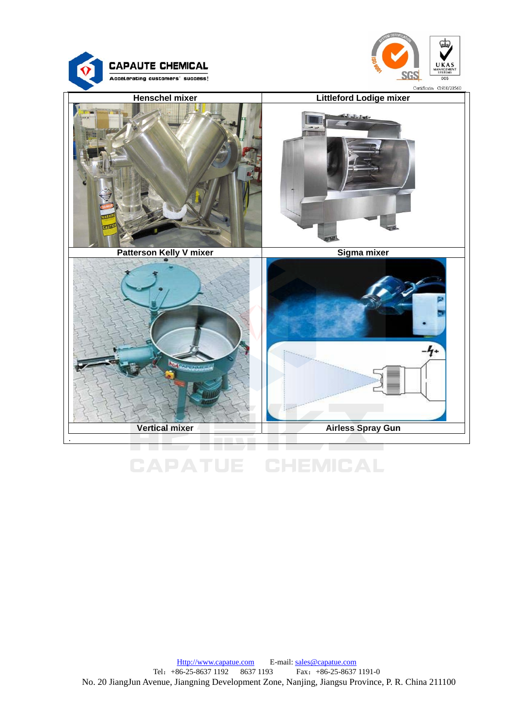| Henschel mixer | Littleford Lodige mixer |
| --- | --- |
| | |
| Patterson Kelly V mixer | Sigma mixer |
| | |
| Vertical mixer | Airless Spray Gun |

.